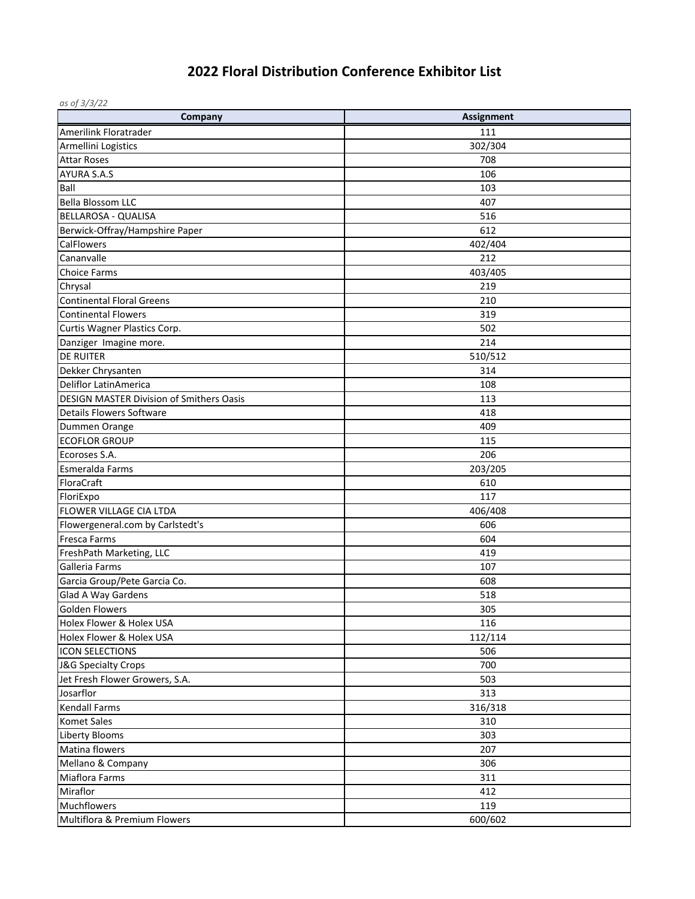# 2022 Floral Distribution Conference Exhibitor List

*as of 3/3/22*

| Company | Assignment |
|---|---|
| Amerilink Floratrader | 111 |
| Armellini Logistics | 302/304 |
| Attar Roses | 708 |
| AYURA S.A.S | 106 |
| Ball | 103 |
| Bella Blossom LLC | 407 |
| BELLAROSA - QUALISA | 516 |
| Berwick-Offray/Hampshire Paper | 612 |
| CalFlowers | 402/404 |
| Cananvalle | 212 |
| Choice Farms | 403/405 |
| Chrysal | 219 |
| Continental Floral Greens | 210 |
| Continental Flowers | 319 |
| Curtis Wagner Plastics Corp. | 502 |
| Danziger  Imagine more. | 214 |
| DE RUITER | 510/512 |
| Dekker Chrysanten | 314 |
| Deliflor LatinAmerica | 108 |
| DESIGN MASTER Division of Smithers Oasis | 113 |
| Details Flowers Software | 418 |
| Dummen Orange | 409 |
| ECOFLOR GROUP | 115 |
| Ecoroses S.A. | 206 |
| Esmeralda Farms | 203/205 |
| FloraCraft | 610 |
| FloriExpo | 117 |
| FLOWER VILLAGE CIA LTDA | 406/408 |
| Flowergeneral.com by Carlstedt's | 606 |
| Fresca Farms | 604 |
| FreshPath Marketing, LLC | 419 |
| Galleria Farms | 107 |
| Garcia Group/Pete Garcia Co. | 608 |
| Glad A Way Gardens | 518 |
| Golden Flowers | 305 |
| Holex Flower & Holex USA | 116 |
| Holex Flower & Holex USA | 112/114 |
| ICON SELECTIONS | 506 |
| J&G Specialty Crops | 700 |
| Jet Fresh Flower Growers, S.A. | 503 |
| Josarflor | 313 |
| Kendall Farms | 316/318 |
| Komet Sales | 310 |
| Liberty Blooms | 303 |
| Matina flowers | 207 |
| Mellano & Company | 306 |
| Miaflora Farms | 311 |
| Miraflor | 412 |
| Muchflowers | 119 |
| Multiflora & Premium Flowers | 600/602 |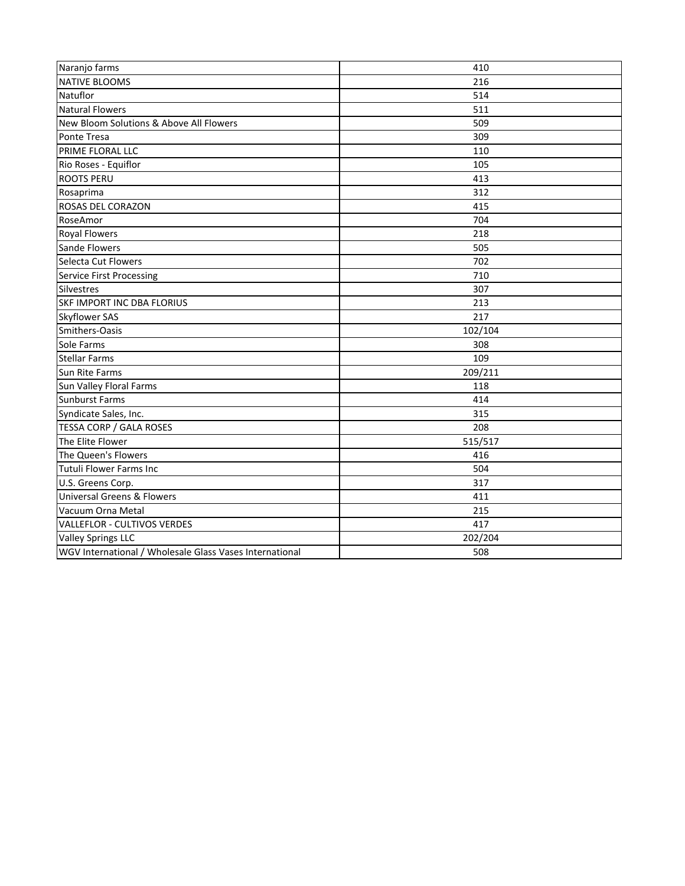| | |
|---|---|
| Naranjo farms | 410 |
| NATIVE BLOOMS | 216 |
| Natuflor | 514 |
| Natural Flowers | 511 |
| New Bloom Solutions & Above All Flowers | 509 |
| Ponte Tresa | 309 |
| PRIME FLORAL LLC | 110 |
| Rio Roses - Equiflor | 105 |
| ROOTS PERU | 413 |
| Rosaprima | 312 |
| ROSAS DEL CORAZON | 415 |
| RoseAmor | 704 |
| Royal Flowers | 218 |
| Sande Flowers | 505 |
| Selecta Cut Flowers | 702 |
| Service First Processing | 710 |
| Silvestres | 307 |
| SKF IMPORT INC DBA FLORIUS | 213 |
| Skyflower SAS | 217 |
| Smithers-Oasis | 102/104 |
| Sole Farms | 308 |
| Stellar Farms | 109 |
| Sun Rite Farms | 209/211 |
| Sun Valley Floral Farms | 118 |
| Sunburst Farms | 414 |
| Syndicate Sales, Inc. | 315 |
| TESSA CORP / GALA ROSES | 208 |
| The Elite Flower | 515/517 |
| The Queen's Flowers | 416 |
| Tutuli Flower Farms Inc | 504 |
| U.S. Greens Corp. | 317 |
| Universal Greens & Flowers | 411 |
| Vacuum Orna Metal | 215 |
| VALLEFLOR - CULTIVOS VERDES | 417 |
| Valley Springs LLC | 202/204 |
| WGV International / Wholesale Glass Vases International | 508 |